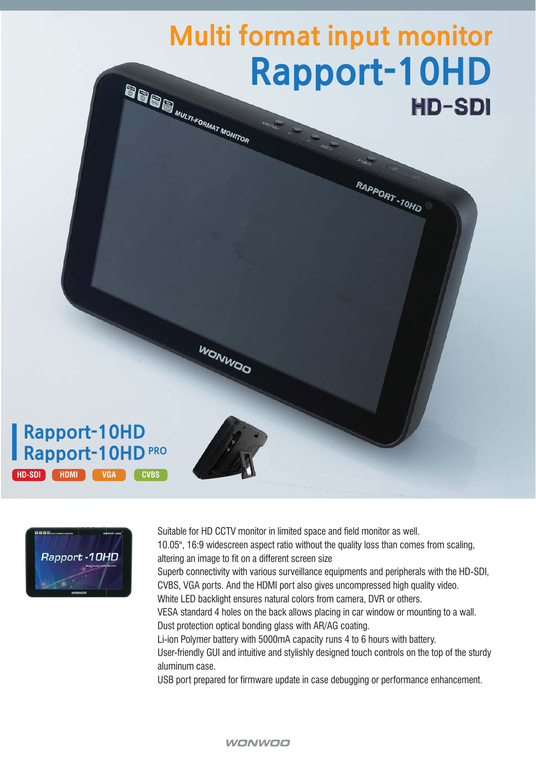# Multi format input monitor

# Rapport-10HD

## HD-SDI

## Rapport-10HD
## Rapport-10HD PRO

HD-SDI HDMI VGA CVBS

Suitable for HD CCTV monitor in limited space and field monitor as well.
10.05", 16:9 widescreen aspect ratio without the quality loss than comes from scaling, altering an image to fit on a different screen size
Superb connectivity with various surveillance equipments and peripherals with the HD-SDI, CVBS, VGA ports. And the HDMI port also gives uncompressed high quality video.
White LED backlight ensures natural colors from camera, DVR or others.
VESA standard 4 holes on the back allows placing in car window or mounting to a wall.
Dust protection optical bonding glass with AR/AG coating.
Li-ion Polymer battery with 5000mA capacity runs 4 to 6 hours with battery.
User-friendly GUI and intuitive and stylishly designed touch controls on the top of the sturdy aluminum case.
USB port prepared for firmware update in case debugging or performance enhancement.

WONWOO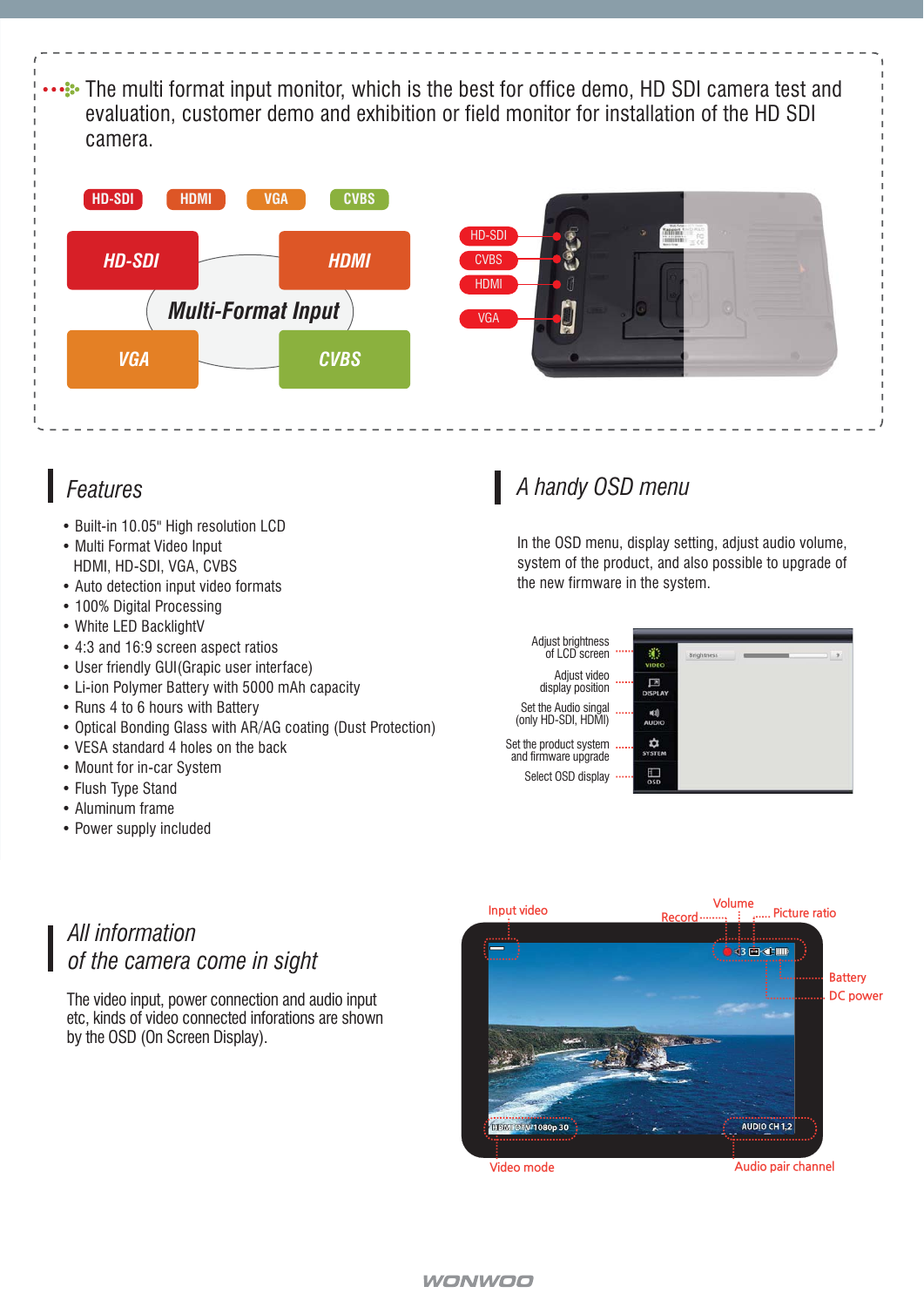The multi format input monitor, which is the best for office demo, HD SDI camera test and evaluation, customer demo and exhibition or field monitor for installation of the HD SDI camera.

HD-SDI HDMI VGA CVBS

HD-SDI HDMI Multi-Format Input VGA CVBS

HD-SDI CVBS HDMI VGA

## Features

- Built-in 10.05" High resolution LCD
- Multi Format Video Input  
  HDMI, HD-SDI, VGA, CVBS
- Auto detection input video formats
- 100% Digital Processing
- White LED BacklightV
- 4:3 and 16:9 screen aspect ratios
- User friendly GUI(Grapic user interface)
- Li-ion Polymer Battery with 5000 mAh capacity
- Runs 4 to 6 hours with Battery
- Optical Bonding Glass with AR/AG coating (Dust Protection)
- VESA standard 4 holes on the back
- Mount for in-car System
- Flush Type Stand
- Aluminum frame
- Power supply included

## A handy OSD menu

In the OSD menu, display setting, adjust audio volume, system of the product, and also possible to upgrade of the new firmware in the system.

- Adjust brightness of LCD screen
- Adjust video display position
- Set the Audio singal (only HD-SDI, HDMI)
- Set the product system and firmware upgrade
- Select OSD display

## All information of the camera come in sight

The video input, power connection and audio input etc, kinds of video connected inforations are shown by the OSD (On Screen Display).

Input video, Record, Volume, Picture ratio, Battery, DC power, Video mode, Audio pair channel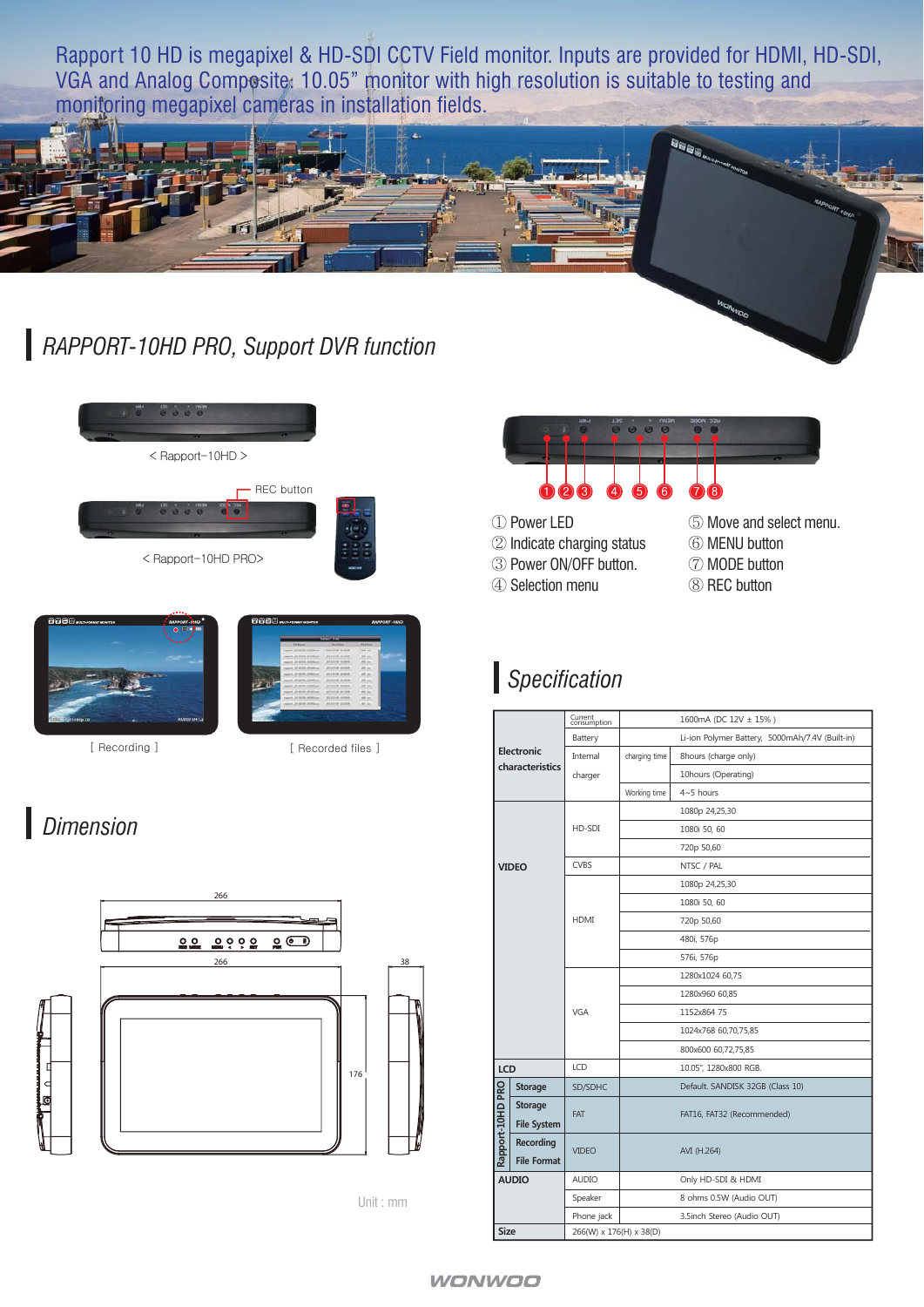Rapport 10 HD is megapixel & HD-SDI CCTV Field monitor. Inputs are provided for HDMI, HD-SDI, VGA and Analog Composite. 10.05" monitor with high resolution is suitable to testing and monitoring megapixel cameras in installation fields.

## RAPPORT-10HD PRO, Support DVR function

< Rapport-10HD >

REC button

< Rapport-10HD PRO>

① Power LED
② Indicate charging status
③ Power ON/OFF button.
④ Selection menu
⑤ Move and select menu.
⑥ MENU button
⑦ MODE button
⑧ REC button

[ Recording ]

[ Recorded files ]

## Dimension

266

266

38

176

Unit : mm

## Specification

| | | | |
|---|---|---|---|
| Electronic characteristics | Current consumption | | 1600mA (DC 12V ± 15% ) |
| | Battery | | Li-ion Polymer Battery, 5000mAh/7.4V (Built-in) |
| | Internal charger | charging time | 8hours (charge only) |
| | | | 10hours (Operating) |
| | | Working time | 4~5 hours |
| VIDEO | HD-SDI | | 1080p 24,25,30 |
| | | | 1080i 50, 60 |
| | | | 720p 50,60 |
| | CVBS | | NTSC / PAL |
| | HDMI | | 1080p 24,25,30 |
| | | | 1080i 50, 60 |
| | | | 720p 50,60 |
| | | | 480i, 576p |
| | | | 576i, 576p |
| | VGA | | 1280x1024 60,75 |
| | | | 1280x960 60,85 |
| | | | 1152x864 75 |
| | | | 1024x768 60,70,75,85 |
| | | | 800x600 60,72,75,85 |
| LCD | LCD | | 10.05", 1280x800 RGB. |
| Rapport-10HD PRO Storage | SD/SDHC | | Default. SANDISK 32GB (Class 10) |
| Rapport-10HD PRO Storage File System | FAT | | FAT16, FAT32 (Recommended) |
| Rapport-10HD PRO Recording File Format | VIDEO | | AVI (H.264) |
| AUDIO | AUDIO | | Only HD-SDI & HDMI |
| | Speaker | | 8 ohms 0.5W (Audio OUT) |
| | Phone jack | | 3.5inch Stereo (Audio OUT) |
| Size | 266(W) x 176(H) x 38(D) | | |